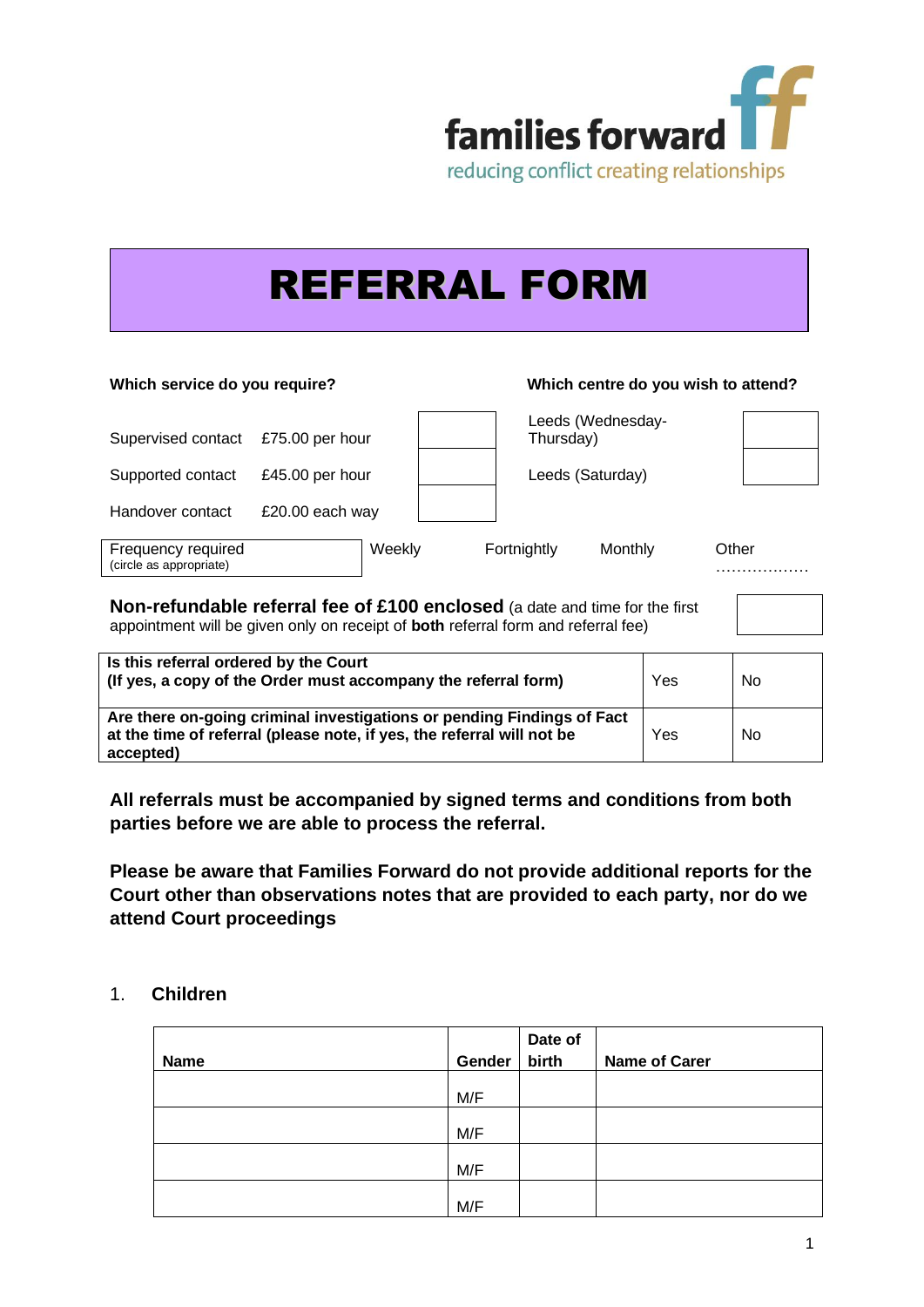families forward

reducing conflict creating relationships

# REFERRAL FORM

| Which service do you require? | | | Which centre do you wish to attend? | |
|---|---|---|---|---|
| Supervised contact | £75.00 per hour | | Leeds (Wednesday-Thursday) | |
| Supported contact | £45.00 per hour | | Leeds (Saturday) | |
| Handover contact | £20.00 each way | | | |

| Frequency required (circle as appropriate) | Weekly | Fortnightly | Monthly | Other ……………… |
|---|---|---|---|---|

**Non-refundable referral fee of £100 enclosed** (a date and time for the first appointment will be given only on receipt of **both** referral form and referral fee)

| | | |
|---|---|---|
| **Is this referral ordered by the Court (If yes, a copy of the Order must accompany the referral form)** | Yes | No |
| **Are there on-going criminal investigations or pending Findings of Fact at the time of referral (please note, if yes, the referral will not be accepted)** | Yes | No |

**All referrals must be accompanied by signed terms and conditions from both parties before we are able to process the referral.**

**Please be aware that Families Forward do not provide additional reports for the Court other than observations notes that are provided to each party, nor do we attend Court proceedings**

## 1. Children

| Name | Gender | Date of birth | Name of Carer |
|---|---|---|---|
| | M/F | | |
| | M/F | | |
| | M/F | | |
| | M/F | | |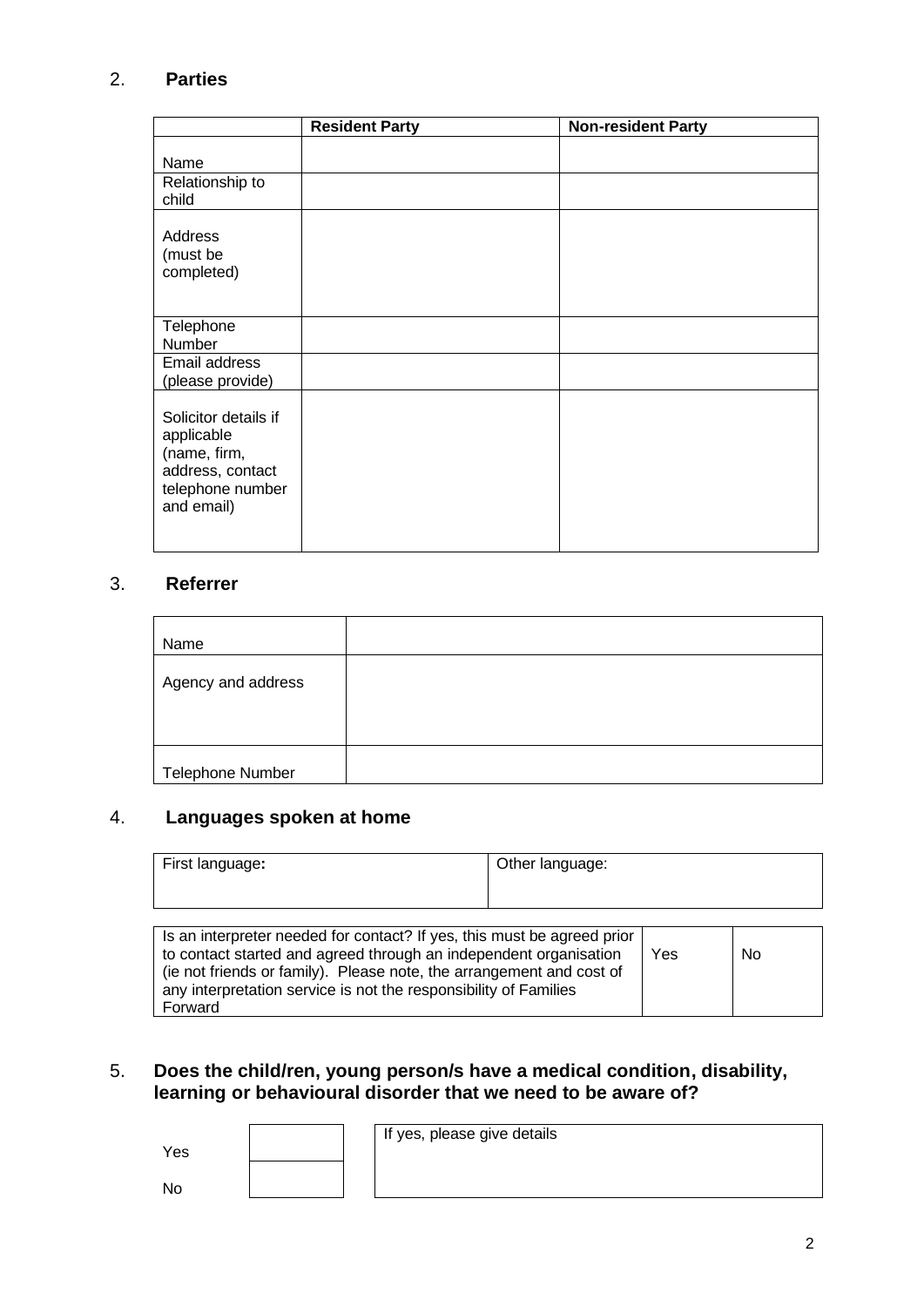## 2. Parties

| | Resident Party | Non-resident Party |
|---|---|---|
| Name | | |
| Relationship to child | | |
| Address (must be completed) | | |
| Telephone Number | | |
| Email address (please provide) | | |
| Solicitor details if applicable (name, firm, address, contact telephone number and email) | | |

## 3. Referrer

| | |
|---|---|
| Name | |
| Agency and address | |
| Telephone Number | |

## 4. Languages spoken at home

| First language: | Other language: |
|---|---|

| | | |
|---|---|---|
| Is an interpreter needed for contact? If yes, this must be agreed prior to contact started and agreed through an independent organisation (ie not friends or family). Please note, the arrangement and cost of any interpretation service is not the responsibility of Families Forward | Yes | No |

## 5. Does the child/ren, young person/s have a medical condition, disability, learning or behavioural disorder that we need to be aware of?

| | | |
|---|---|---|
| Yes | | If yes, please give details |
| No | | |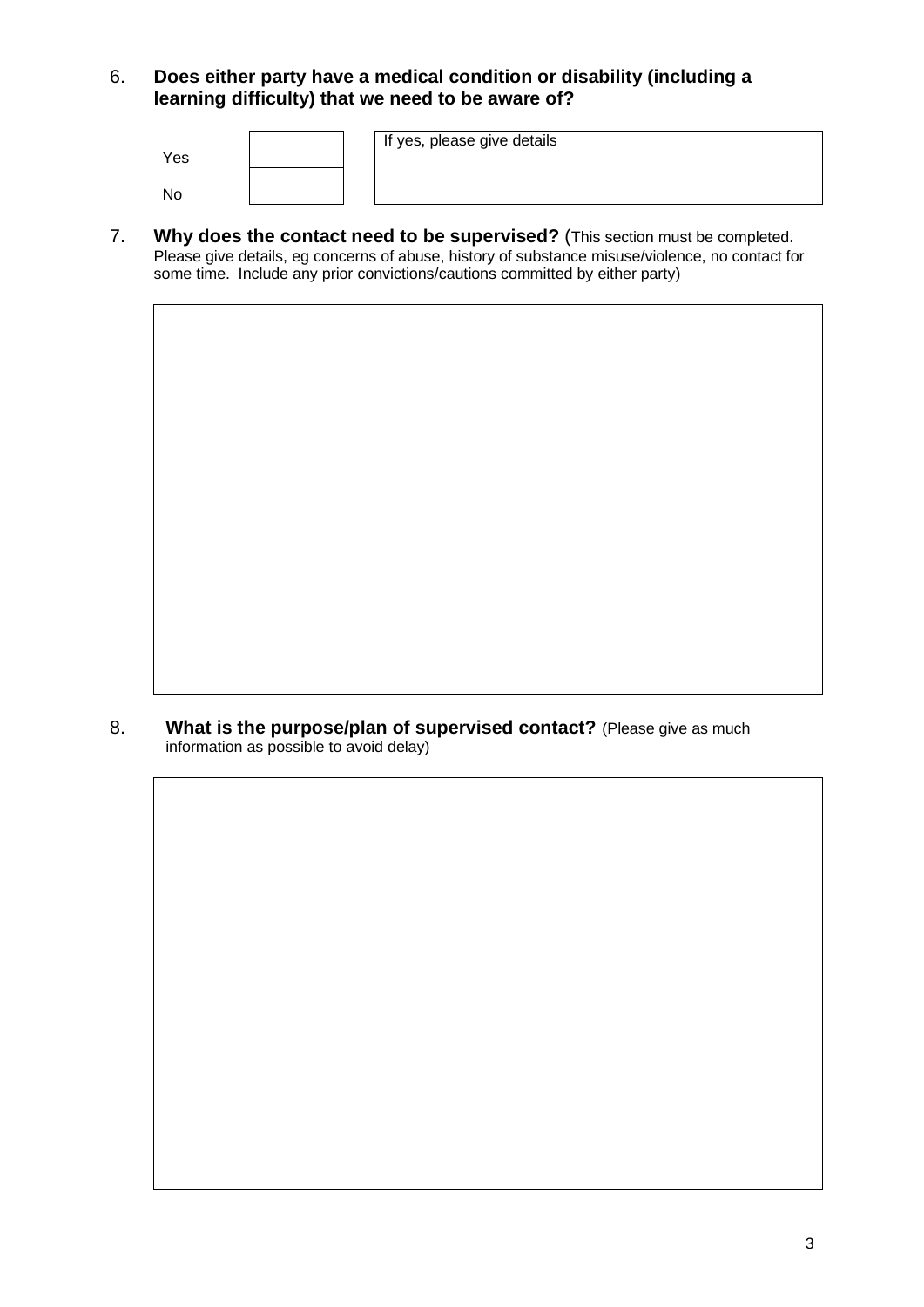6. **Does either party have a medical condition or disability (including a learning difficulty) that we need to be aware of?**

| | | If yes, please give details |
|---|---|---|
| Yes | | |
| No | | |

7. **Why does the contact need to be supervised?** (This section must be completed. Please give details, eg concerns of abuse, history of substance misuse/violence, no contact for some time. Include any prior convictions/cautions committed by either party)

| |
|---|
| |

8. **What is the purpose/plan of supervised contact?** (Please give as much information as possible to avoid delay)

| |
|---|
| |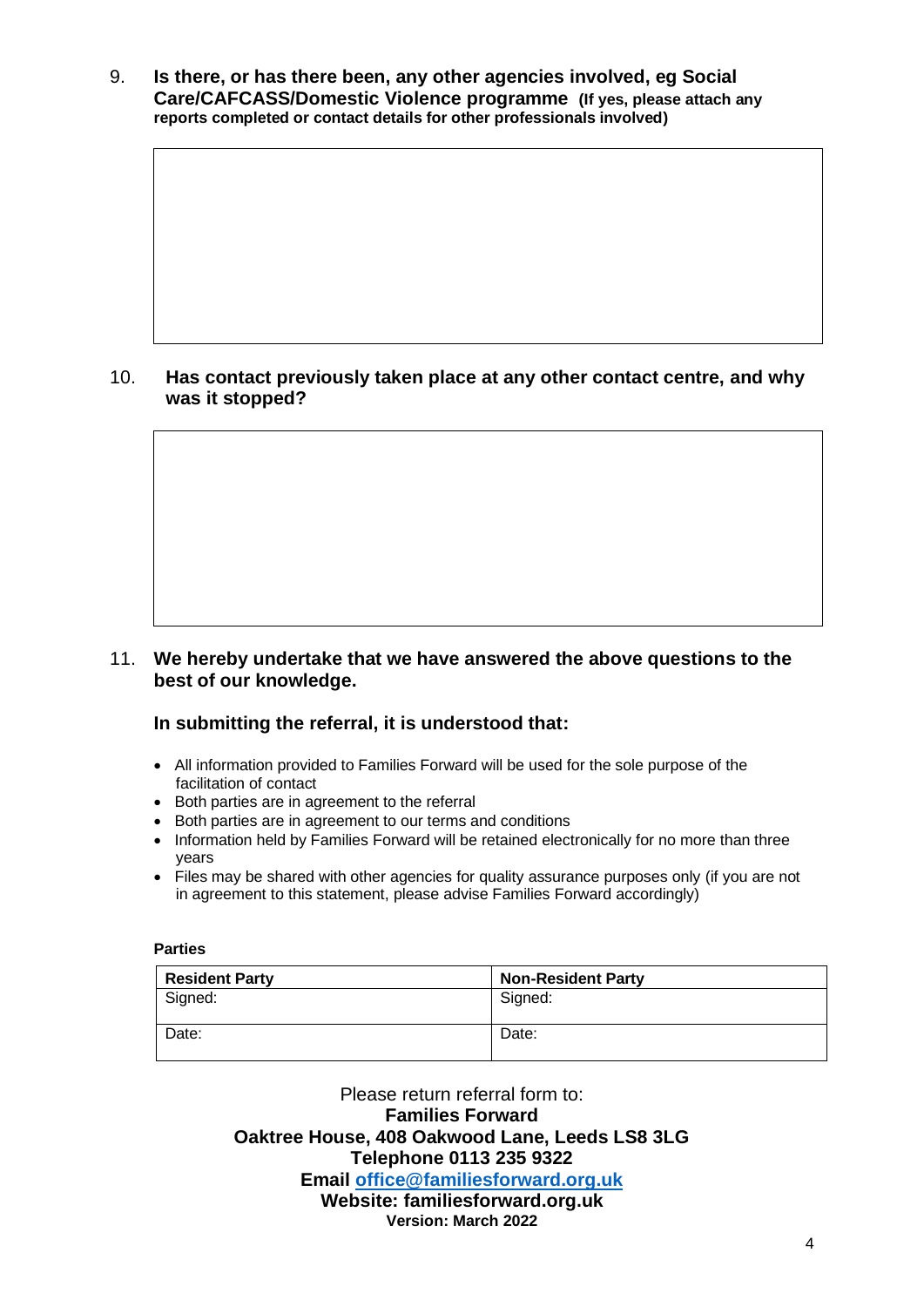9. **Is there, or has there been, any other agencies involved, eg Social Care/CAFCASS/Domestic Violence programme** **(If yes, please attach any reports completed or contact details for other professionals involved)**

10. **Has contact previously taken place at any other contact centre, and why was it stopped?**

11. **We hereby undertake that we have answered the above questions to the best of our knowledge.**

**In submitting the referral, it is understood that:**

- All information provided to Families Forward will be used for the sole purpose of the facilitation of contact
- Both parties are in agreement to the referral
- Both parties are in agreement to our terms and conditions
- Information held by Families Forward will be retained electronically for no more than three years
- Files may be shared with other agencies for quality assurance purposes only (if you are not in agreement to this statement, please advise Families Forward accordingly)

**Parties**

| **Resident Party** | **Non-Resident Party** |
|---|---|
| Signed: | Signed: |
| Date: | Date: |

Please return referral form to:
**Families Forward**
**Oaktree House, 408 Oakwood Lane, Leeds LS8 3LG**
**Telephone 0113 235 9322**
**Email office@familiesforward.org.uk**
**Website: familiesforward.org.uk**
**Version: March 2022**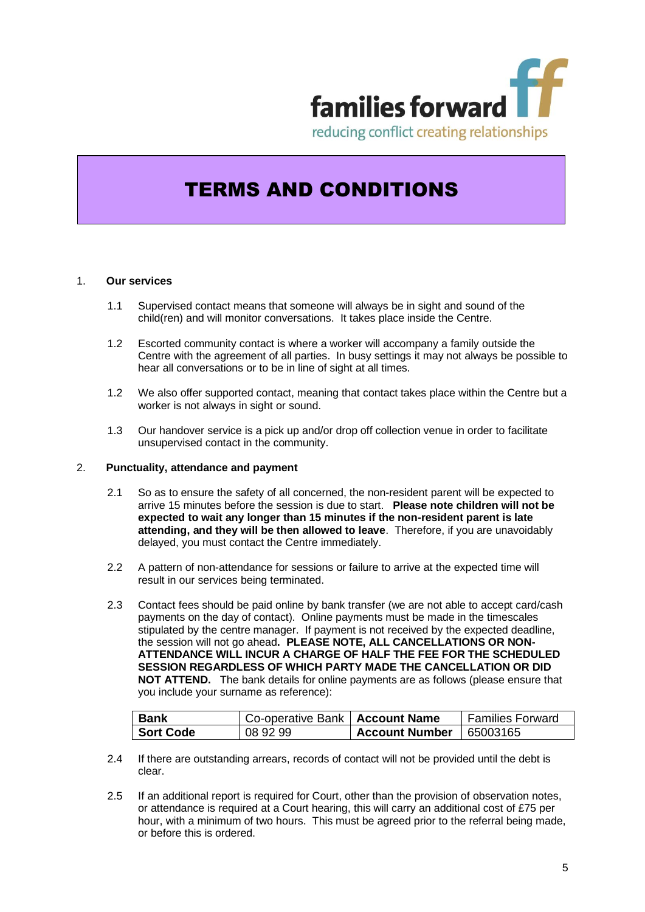families forward

reducing conflict creating relationships

# TERMS AND CONDITIONS

1. **Our services**

    1.1 Supervised contact means that someone will always be in sight and sound of the child(ren) and will monitor conversations. It takes place inside the Centre.

    1.2 Escorted community contact is where a worker will accompany a family outside the Centre with the agreement of all parties. In busy settings it may not always be possible to hear all conversations or to be in line of sight at all times.

    1.2 We also offer supported contact, meaning that contact takes place within the Centre but a worker is not always in sight or sound.

    1.3 Our handover service is a pick up and/or drop off collection venue in order to facilitate unsupervised contact in the community.

2. **Punctuality, attendance and payment**

    2.1 So as to ensure the safety of all concerned, the non-resident parent will be expected to arrive 15 minutes before the session is due to start. **Please note children will not be expected to wait any longer than 15 minutes if the non-resident parent is late attending, and they will be then allowed to leave**. Therefore, if you are unavoidably delayed, you must contact the Centre immediately.

    2.2 A pattern of non-attendance for sessions or failure to arrive at the expected time will result in our services being terminated.

    2.3 Contact fees should be paid online by bank transfer (we are not able to accept card/cash payments on the day of contact). Online payments must be made in the timescales stipulated by the centre manager. If payment is not received by the expected deadline, the session will not go ahead**. PLEASE NOTE, ALL CANCELLATIONS OR NON-ATTENDANCE WILL INCUR A CHARGE OF HALF THE FEE FOR THE SCHEDULED SESSION REGARDLESS OF WHICH PARTY MADE THE CANCELLATION OR DID NOT ATTEND.** The bank details for online payments are as follows (please ensure that you include your surname as reference):

| **Bank** | Co-operative Bank | **Account Name** | Families Forward |
|---|---|---|---|
| **Sort Code** | 08 92 99 | **Account Number** | 65003165 |

    2.4 If there are outstanding arrears, records of contact will not be provided until the debt is clear.

    2.5 If an additional report is required for Court, other than the provision of observation notes, or attendance is required at a Court hearing, this will carry an additional cost of £75 per hour, with a minimum of two hours. This must be agreed prior to the referral being made, or before this is ordered.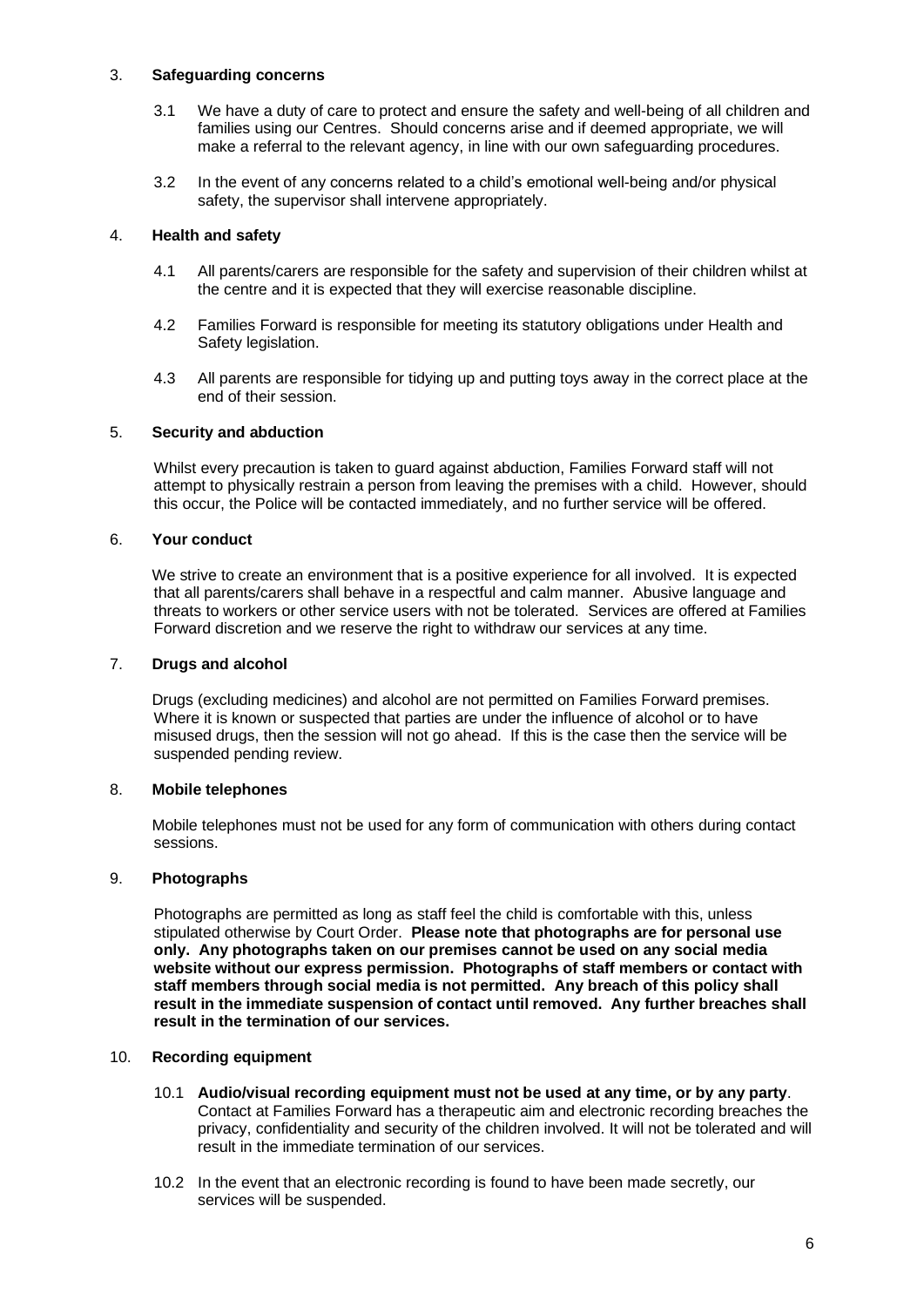## 3. Safeguarding concerns

3.1 We have a duty of care to protect and ensure the safety and well-being of all children and families using our Centres. Should concerns arise and if deemed appropriate, we will make a referral to the relevant agency, in line with our own safeguarding procedures.

3.2 In the event of any concerns related to a child's emotional well-being and/or physical safety, the supervisor shall intervene appropriately.

## 4. Health and safety

4.1 All parents/carers are responsible for the safety and supervision of their children whilst at the centre and it is expected that they will exercise reasonable discipline.

4.2 Families Forward is responsible for meeting its statutory obligations under Health and Safety legislation.

4.3 All parents are responsible for tidying up and putting toys away in the correct place at the end of their session.

## 5. Security and abduction

Whilst every precaution is taken to guard against abduction, Families Forward staff will not attempt to physically restrain a person from leaving the premises with a child. However, should this occur, the Police will be contacted immediately, and no further service will be offered.

## 6. Your conduct

We strive to create an environment that is a positive experience for all involved. It is expected that all parents/carers shall behave in a respectful and calm manner. Abusive language and threats to workers or other service users with not be tolerated. Services are offered at Families Forward discretion and we reserve the right to withdraw our services at any time.

## 7. Drugs and alcohol

Drugs (excluding medicines) and alcohol are not permitted on Families Forward premises. Where it is known or suspected that parties are under the influence of alcohol or to have misused drugs, then the session will not go ahead. If this is the case then the service will be suspended pending review.

## 8. Mobile telephones

Mobile telephones must not be used for any form of communication with others during contact sessions.

## 9. Photographs

Photographs are permitted as long as staff feel the child is comfortable with this, unless stipulated otherwise by Court Order. **Please note that photographs are for personal use only. Any photographs taken on our premises cannot be used on any social media website without our express permission. Photographs of staff members or contact with staff members through social media is not permitted. Any breach of this policy shall result in the immediate suspension of contact until removed. Any further breaches shall result in the termination of our services.**

## 10. Recording equipment

10.1 **Audio/visual recording equipment must not be used at any time, or by any party**. Contact at Families Forward has a therapeutic aim and electronic recording breaches the privacy, confidentiality and security of the children involved. It will not be tolerated and will result in the immediate termination of our services.

10.2 In the event that an electronic recording is found to have been made secretly, our services will be suspended.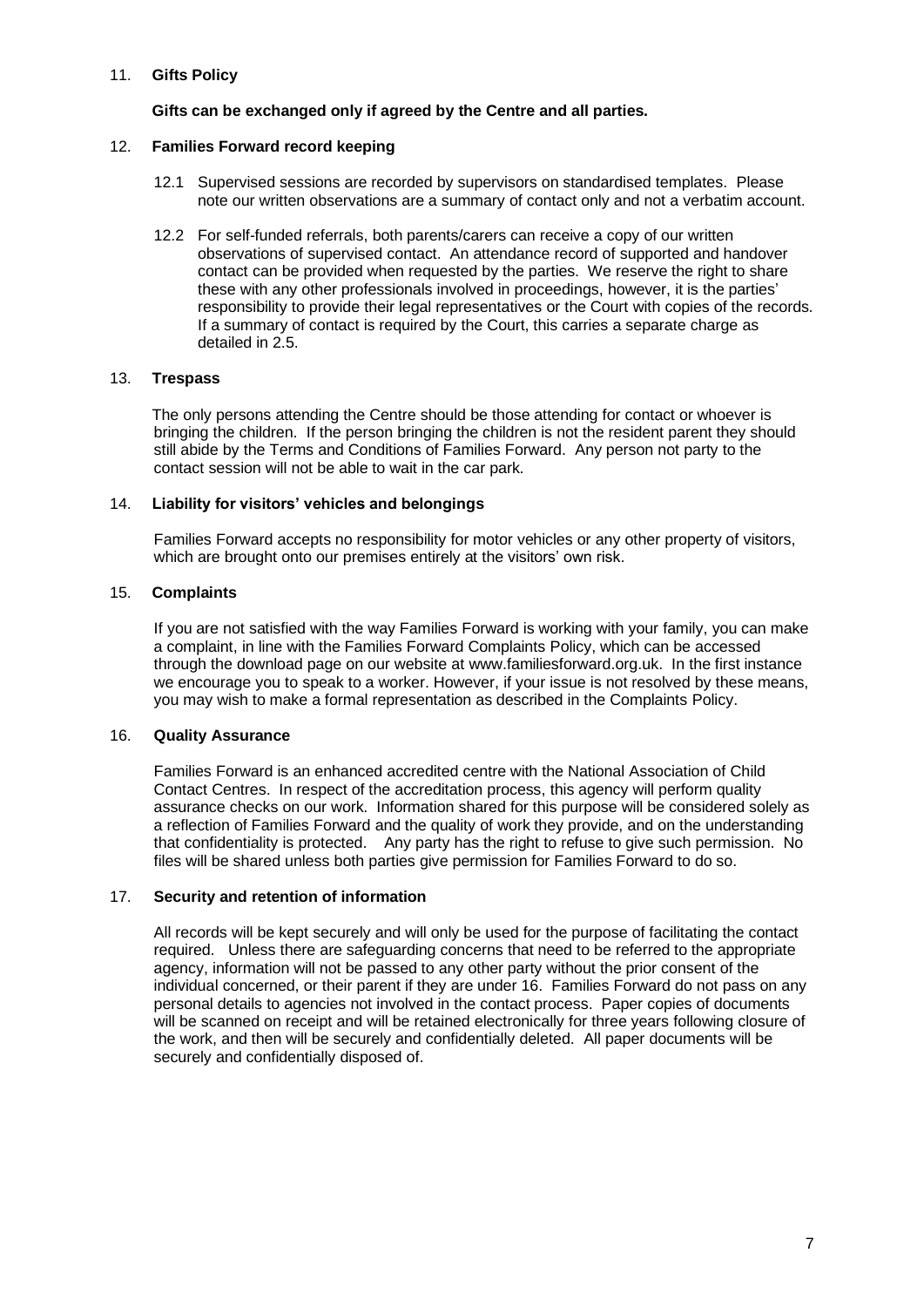## 11. Gifts Policy

**Gifts can be exchanged only if agreed by the Centre and all parties.**

## 12. Families Forward record keeping

12.1 Supervised sessions are recorded by supervisors on standardised templates. Please note our written observations are a summary of contact only and not a verbatim account.

12.2 For self-funded referrals, both parents/carers can receive a copy of our written observations of supervised contact. An attendance record of supported and handover contact can be provided when requested by the parties. We reserve the right to share these with any other professionals involved in proceedings, however, it is the parties' responsibility to provide their legal representatives or the Court with copies of the records. If a summary of contact is required by the Court, this carries a separate charge as detailed in 2.5.

## 13. Trespass

The only persons attending the Centre should be those attending for contact or whoever is bringing the children. If the person bringing the children is not the resident parent they should still abide by the Terms and Conditions of Families Forward. Any person not party to the contact session will not be able to wait in the car park.

## 14. Liability for visitors' vehicles and belongings

Families Forward accepts no responsibility for motor vehicles or any other property of visitors, which are brought onto our premises entirely at the visitors' own risk.

## 15. Complaints

If you are not satisfied with the way Families Forward is working with your family, you can make a complaint, in line with the Families Forward Complaints Policy, which can be accessed through the download page on our website at www.familiesforward.org.uk. In the first instance we encourage you to speak to a worker. However, if your issue is not resolved by these means, you may wish to make a formal representation as described in the Complaints Policy.

## 16. Quality Assurance

Families Forward is an enhanced accredited centre with the National Association of Child Contact Centres. In respect of the accreditation process, this agency will perform quality assurance checks on our work. Information shared for this purpose will be considered solely as a reflection of Families Forward and the quality of work they provide, and on the understanding that confidentiality is protected. Any party has the right to refuse to give such permission. No files will be shared unless both parties give permission for Families Forward to do so.

## 17. Security and retention of information

All records will be kept securely and will only be used for the purpose of facilitating the contact required. Unless there are safeguarding concerns that need to be referred to the appropriate agency, information will not be passed to any other party without the prior consent of the individual concerned, or their parent if they are under 16. Families Forward do not pass on any personal details to agencies not involved in the contact process. Paper copies of documents will be scanned on receipt and will be retained electronically for three years following closure of the work, and then will be securely and confidentially deleted. All paper documents will be securely and confidentially disposed of.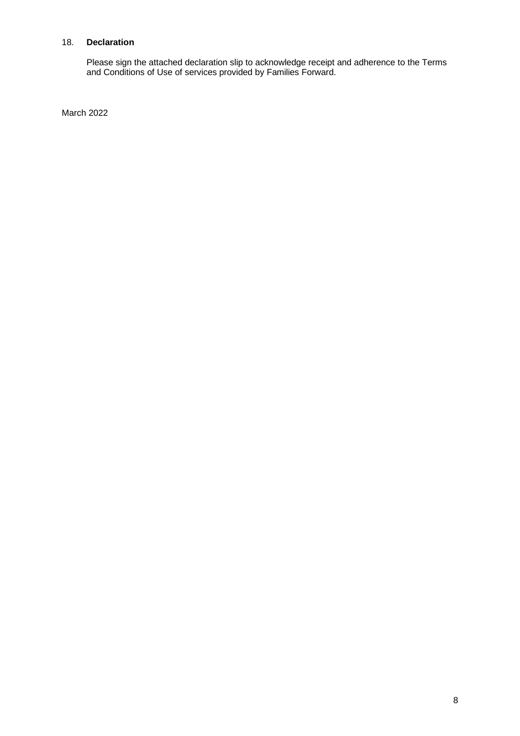18. **Declaration**

Please sign the attached declaration slip to acknowledge receipt and adherence to the Terms and Conditions of Use of services provided by Families Forward.

March 2022